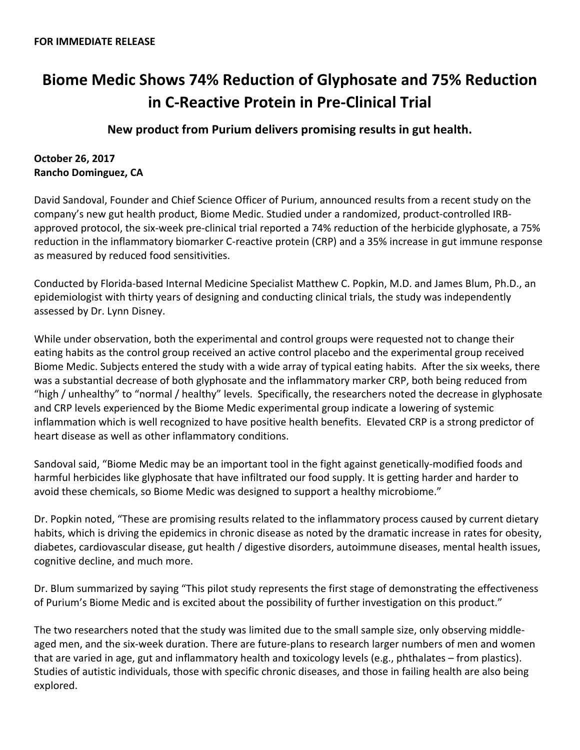**FOR IMMEDIATE RELEASE**

# Biome Medic Shows 74% Reduction of Glyphosate and 75% Reduction in C-Reactive Protein in Pre-Clinical Trial

### New product from Purium delivers promising results in gut health.

**October 26, 2017**
**Rancho Dominguez, CA**

David Sandoval, Founder and Chief Science Officer of Purium, announced results from a recent study on the company's new gut health product, Biome Medic. Studied under a randomized, product-controlled IRB-approved protocol, the six-week pre-clinical trial reported a 74% reduction of the herbicide glyphosate, a 75% reduction in the inflammatory biomarker C-reactive protein (CRP) and a 35% increase in gut immune response as measured by reduced food sensitivities.

Conducted by Florida-based Internal Medicine Specialist Matthew C. Popkin, M.D. and James Blum, Ph.D., an epidemiologist with thirty years of designing and conducting clinical trials, the study was independently assessed by Dr. Lynn Disney.

While under observation, both the experimental and control groups were requested not to change their eating habits as the control group received an active control placebo and the experimental group received Biome Medic. Subjects entered the study with a wide array of typical eating habits. After the six weeks, there was a substantial decrease of both glyphosate and the inflammatory marker CRP, both being reduced from "high / unhealthy" to "normal / healthy" levels. Specifically, the researchers noted the decrease in glyphosate and CRP levels experienced by the Biome Medic experimental group indicate a lowering of systemic inflammation which is well recognized to have positive health benefits. Elevated CRP is a strong predictor of heart disease as well as other inflammatory conditions.

Sandoval said, "Biome Medic may be an important tool in the fight against genetically-modified foods and harmful herbicides like glyphosate that have infiltrated our food supply. It is getting harder and harder to avoid these chemicals, so Biome Medic was designed to support a healthy microbiome."

Dr. Popkin noted, "These are promising results related to the inflammatory process caused by current dietary habits, which is driving the epidemics in chronic disease as noted by the dramatic increase in rates for obesity, diabetes, cardiovascular disease, gut health / digestive disorders, autoimmune diseases, mental health issues, cognitive decline, and much more.

Dr. Blum summarized by saying "This pilot study represents the first stage of demonstrating the effectiveness of Purium's Biome Medic and is excited about the possibility of further investigation on this product."

The two researchers noted that the study was limited due to the small sample size, only observing middle-aged men, and the six-week duration. There are future-plans to research larger numbers of men and women that are varied in age, gut and inflammatory health and toxicology levels (e.g., phthalates – from plastics). Studies of autistic individuals, those with specific chronic diseases, and those in failing health are also being explored.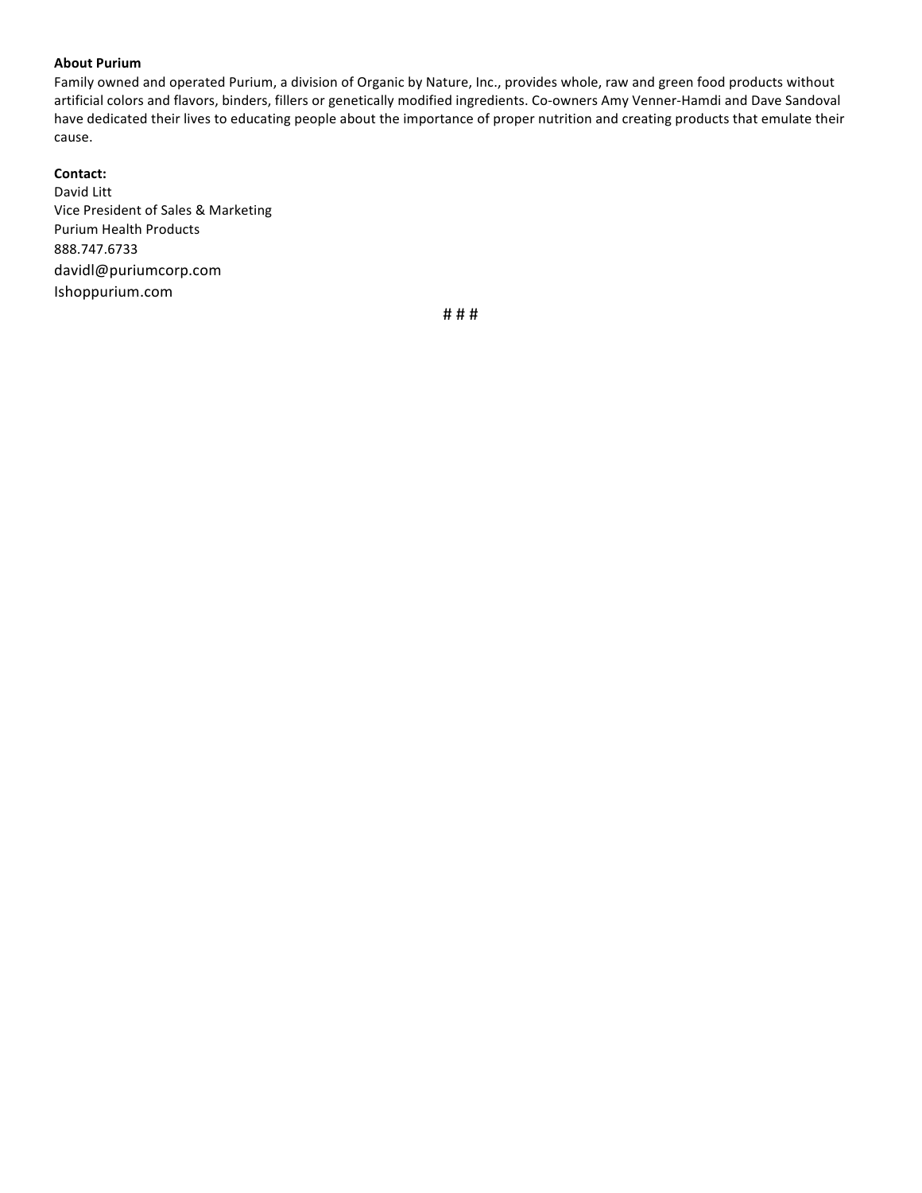**About Purium**

Family owned and operated Purium, a division of Organic by Nature, Inc., provides whole, raw and green food products without artificial colors and flavors, binders, fillers or genetically modified ingredients. Co-owners Amy Venner-Hamdi and Dave Sandoval have dedicated their lives to educating people about the importance of proper nutrition and creating products that emulate their cause.

**Contact:**

David Litt
Vice President of Sales & Marketing
Purium Health Products
888.747.6733
davidl@puriumcorp.com
Ishoppurium.com

# # #